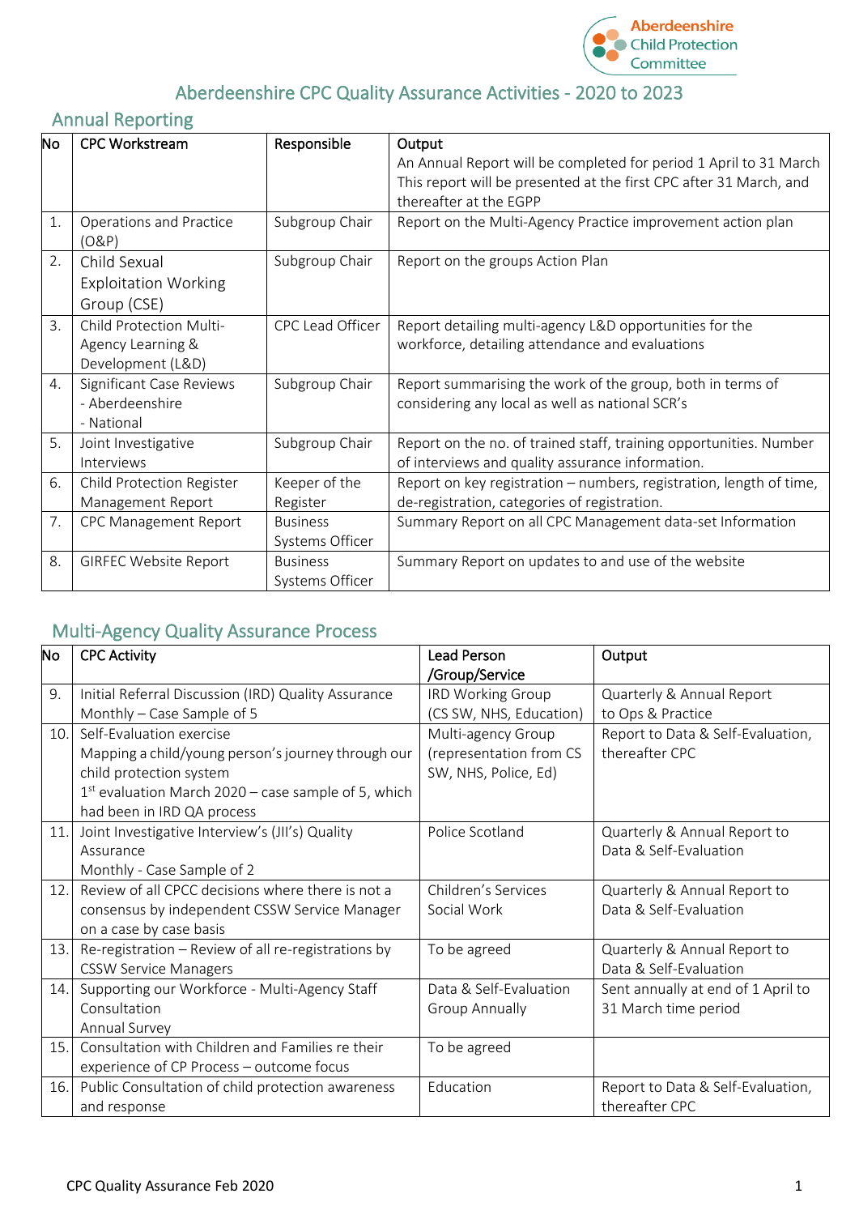# Aberdeenshire CPC Quality Assurance Activities - 2020 to 2023

## Annual Reporting

| No | CPC Workstream | Responsible | Output<br>An Annual Report will be completed for period 1 April to 31 March This report will be presented at the first CPC after 31 March, and thereafter at the EGPP |
|---|---|---|---|
| 1. | Operations and Practice (O&P) | Subgroup Chair | Report on the Multi-Agency Practice improvement action plan |
| 2. | Child Sexual Exploitation Working Group (CSE) | Subgroup Chair | Report on the groups Action Plan |
| 3. | Child Protection Multi-Agency Learning & Development (L&D) | CPC Lead Officer | Report detailing multi-agency L&D opportunities for the workforce, detailing attendance and evaluations |
| 4. | Significant Case Reviews<br>- Aberdeenshire<br>- National | Subgroup Chair | Report summarising the work of the group, both in terms of considering any local as well as national SCR's |
| 5. | Joint Investigative Interviews | Subgroup Chair | Report on the no. of trained staff, training opportunities. Number of interviews and quality assurance information. |
| 6. | Child Protection Register Management Report | Keeper of the Register | Report on key registration – numbers, registration, length of time, de-registration, categories of registration. |
| 7. | CPC Management Report | Business Systems Officer | Summary Report on all CPC Management data-set Information |
| 8. | GIRFEC Website Report | Business Systems Officer | Summary Report on updates to and use of the website |

## Multi-Agency Quality Assurance Process

| No | CPC Activity | Lead Person /Group/Service | Output |
|---|---|---|---|
| 9. | Initial Referral Discussion (IRD) Quality Assurance<br>Monthly – Case Sample of 5 | IRD Working Group (CS SW, NHS, Education) | Quarterly & Annual Report to Ops & Practice |
| 10. | Self-Evaluation exercise<br>Mapping a child/young person's journey through our child protection system<br>1st evaluation March 2020 – case sample of 5, which had been in IRD QA process | Multi-agency Group (representation from CS SW, NHS, Police, Ed) | Report to Data & Self-Evaluation, thereafter CPC |
| 11. | Joint Investigative Interview's (JII's) Quality Assurance<br>Monthly - Case Sample of 2 | Police Scotland | Quarterly & Annual Report to Data & Self-Evaluation |
| 12. | Review of all CPCC decisions where there is not a consensus by independent CSSW Service Manager on a case by case basis | Children's Services Social Work | Quarterly & Annual Report to Data & Self-Evaluation |
| 13. | Re-registration – Review of all re-registrations by CSSW Service Managers | To be agreed | Quarterly & Annual Report to Data & Self-Evaluation |
| 14. | Supporting our Workforce - Multi-Agency Staff Consultation<br>Annual Survey | Data & Self-Evaluation Group Annually | Sent annually at end of 1 April to 31 March time period |
| 15. | Consultation with Children and Families re their experience of CP Process – outcome focus | To be agreed | |
| 16. | Public Consultation of child protection awareness and response | Education | Report to Data & Self-Evaluation, thereafter CPC |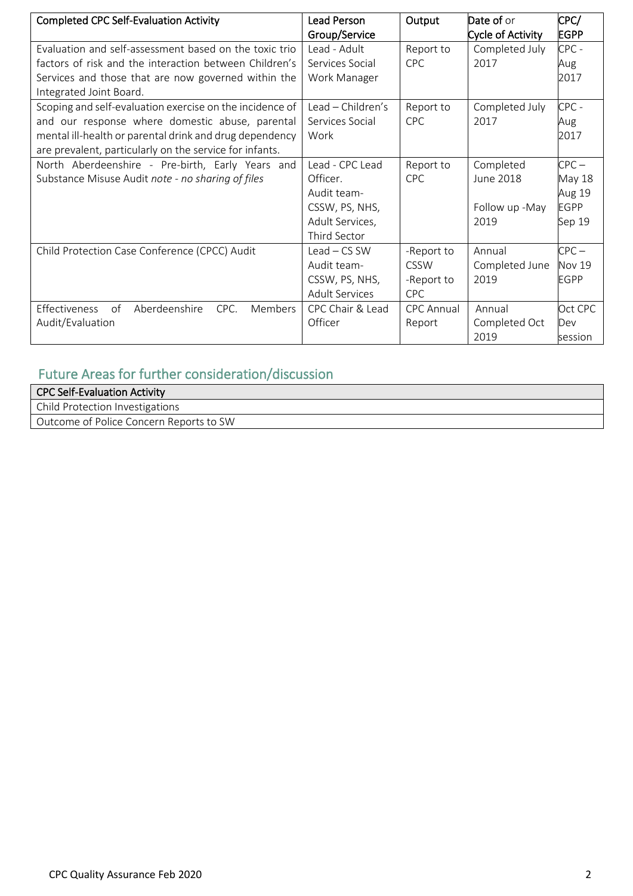| Completed CPC Self-Evaluation Activity | Lead Person Group/Service | Output | Date of or Cycle of Activity | CPC/ EGPP |
|---|---|---|---|---|
| Evaluation and self-assessment based on the toxic trio factors of risk and the interaction between Children's Services and those that are now governed within the Integrated Joint Board. | Lead - Adult Services Social Work Manager | Report to CPC | Completed July 2017 | CPC - Aug 2017 |
| Scoping and self-evaluation exercise on the incidence of and our response where domestic abuse, parental mental ill-health or parental drink and drug dependency are prevalent, particularly on the service for infants. | Lead – Children's Services Social Work | Report to CPC | Completed July 2017 | CPC - Aug 2017 |
| North Aberdeenshire - Pre-birth, Early Years and Substance Misuse Audit *note - no sharing of files* | Lead - CPC Lead Officer. Audit team- CSSW, PS, NHS, Adult Services, Third Sector | Report to CPC | Completed June 2018<br><br>Follow up -May 2019 | CPC – May 18 Aug 19 EGPP Sep 19 |
| Child Protection Case Conference (CPCC) Audit | Lead – CS SW Audit team- CSSW, PS, NHS, Adult Services | -Report to CSSW -Report to CPC | Annual Completed June 2019 | CPC – Nov 19 EGPP |
| Effectiveness of Aberdeenshire CPC. Members Audit/Evaluation | CPC Chair & Lead Officer | CPC Annual Report | Annual Completed Oct 2019 | Oct CPC Dev session |

## Future Areas for further consideration/discussion

| CPC Self-Evaluation Activity |
|---|
| Child Protection Investigations |
| Outcome of Police Concern Reports to SW |